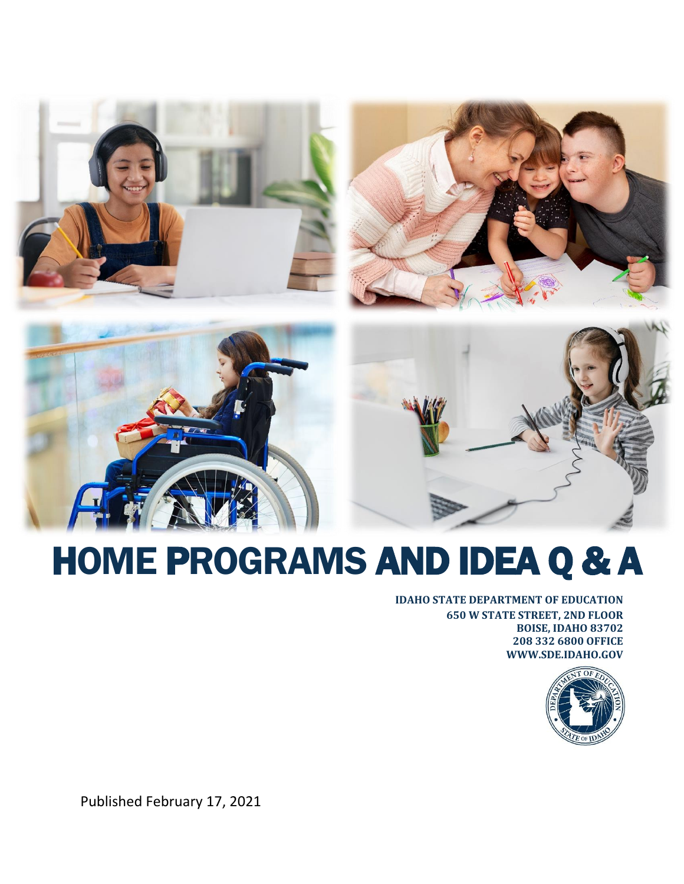# HOME PROGRAMS AND IDEA Q & A

**IDAHO STATE DEPARTMENT OF EDUCATION**
**650 W STATE STREET, 2ND FLOOR**
**BOISE, IDAHO 83702**
**208 332 6800 OFFICE**
**WWW.SDE.IDAHO.GOV**

Published February 17, 2021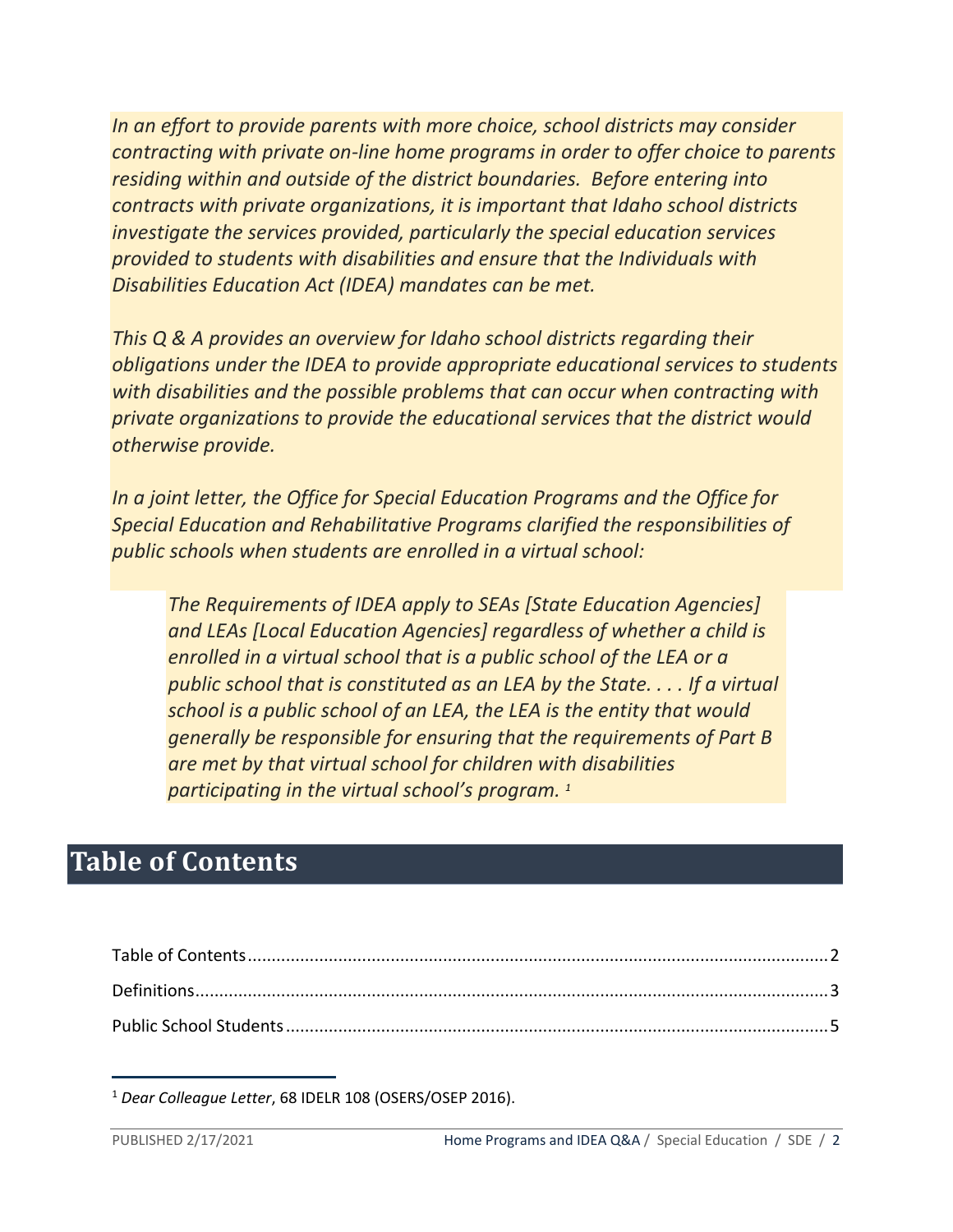*In an effort to provide parents with more choice, school districts may consider contracting with private on-line home programs in order to offer choice to parents residing within and outside of the district boundaries. Before entering into contracts with private organizations, it is important that Idaho school districts investigate the services provided, particularly the special education services provided to students with disabilities and ensure that the Individuals with Disabilities Education Act (IDEA) mandates can be met.*

*This Q & A provides an overview for Idaho school districts regarding their obligations under the IDEA to provide appropriate educational services to students with disabilities and the possible problems that can occur when contracting with private organizations to provide the educational services that the district would otherwise provide.*

*In a joint letter, the Office for Special Education Programs and the Office for Special Education and Rehabilitative Programs clarified the responsibilities of public schools when students are enrolled in a virtual school:*

> *The Requirements of IDEA apply to SEAs [State Education Agencies] and LEAs [Local Education Agencies] regardless of whether a child is enrolled in a virtual school that is a public school of the LEA or a public school that is constituted as an LEA by the State. . . . If a virtual school is a public school of an LEA, the LEA is the entity that would generally be responsible for ensuring that the requirements of Part B are met by that virtual school for children with disabilities participating in the virtual school's program.* [1]

# Table of Contents

Table of Contents........................................................................................................2

Definitions...................................................................................................................3

Public School Students................................................................................................5

[1] *Dear Colleague Letter*, 68 IDELR 108 (OSERS/OSEP 2016).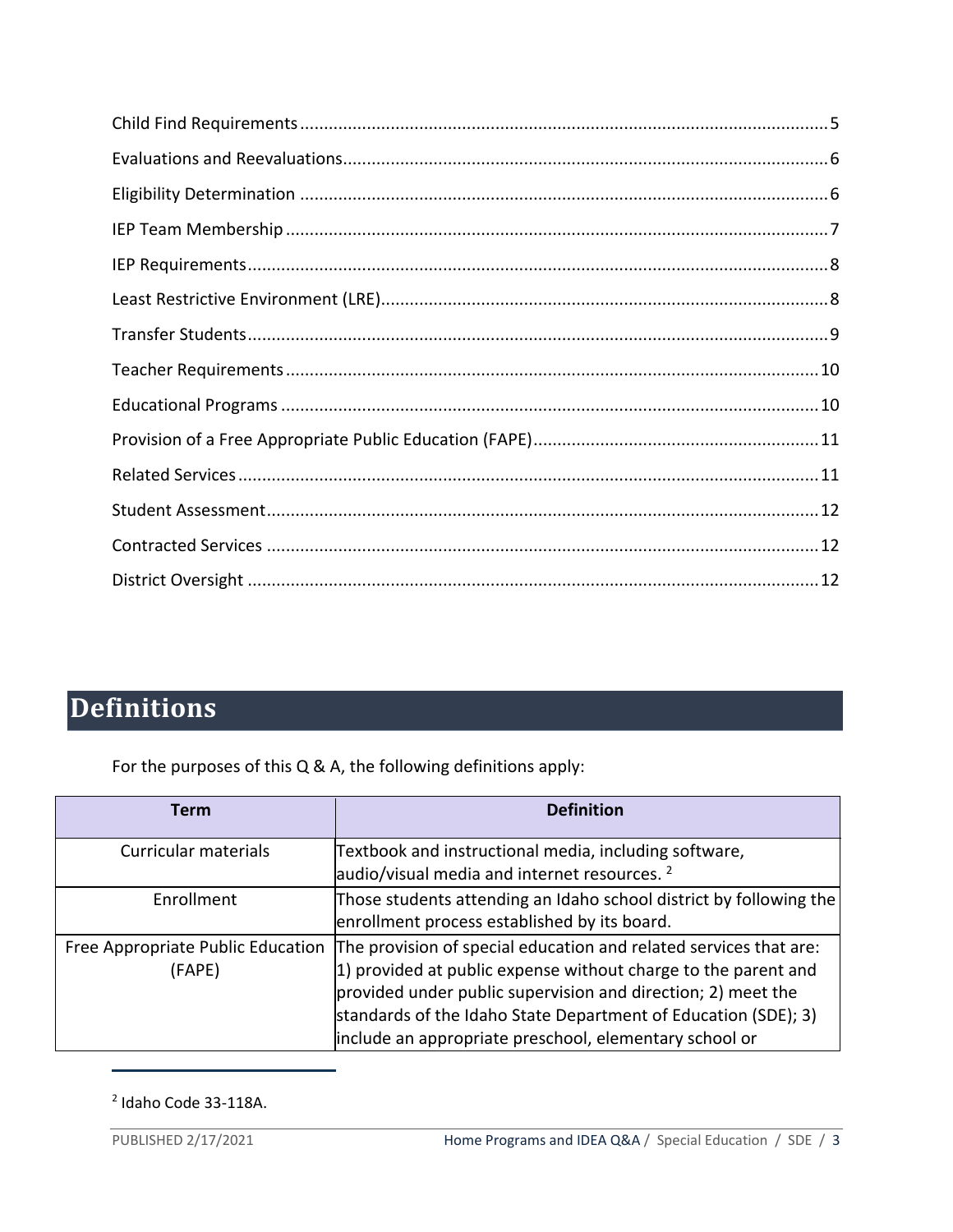Child Find Requirements ..... 5
Evaluations and Reevaluations ..... 6
Eligibility Determination ..... 6
IEP Team Membership ..... 7
IEP Requirements ..... 8
Least Restrictive Environment (LRE) ..... 8
Transfer Students ..... 9
Teacher Requirements ..... 10
Educational Programs ..... 10
Provision of a Free Appropriate Public Education (FAPE) ..... 11
Related Services ..... 11
Student Assessment ..... 12
Contracted Services ..... 12
District Oversight ..... 12

# Definitions

For the purposes of this Q & A, the following definitions apply:

| Term | Definition |
|---|---|
| Curricular materials | Textbook and instructional media, including software, audio/visual media and internet resources. [2] |
| Enrollment | Those students attending an Idaho school district by following the enrollment process established by its board. |
| Free Appropriate Public Education (FAPE) | The provision of special education and related services that are: 1) provided at public expense without charge to the parent and provided under public supervision and direction; 2) meet the standards of the Idaho State Department of Education (SDE); 3) include an appropriate preschool, elementary school or |

[2] Idaho Code 33-118A.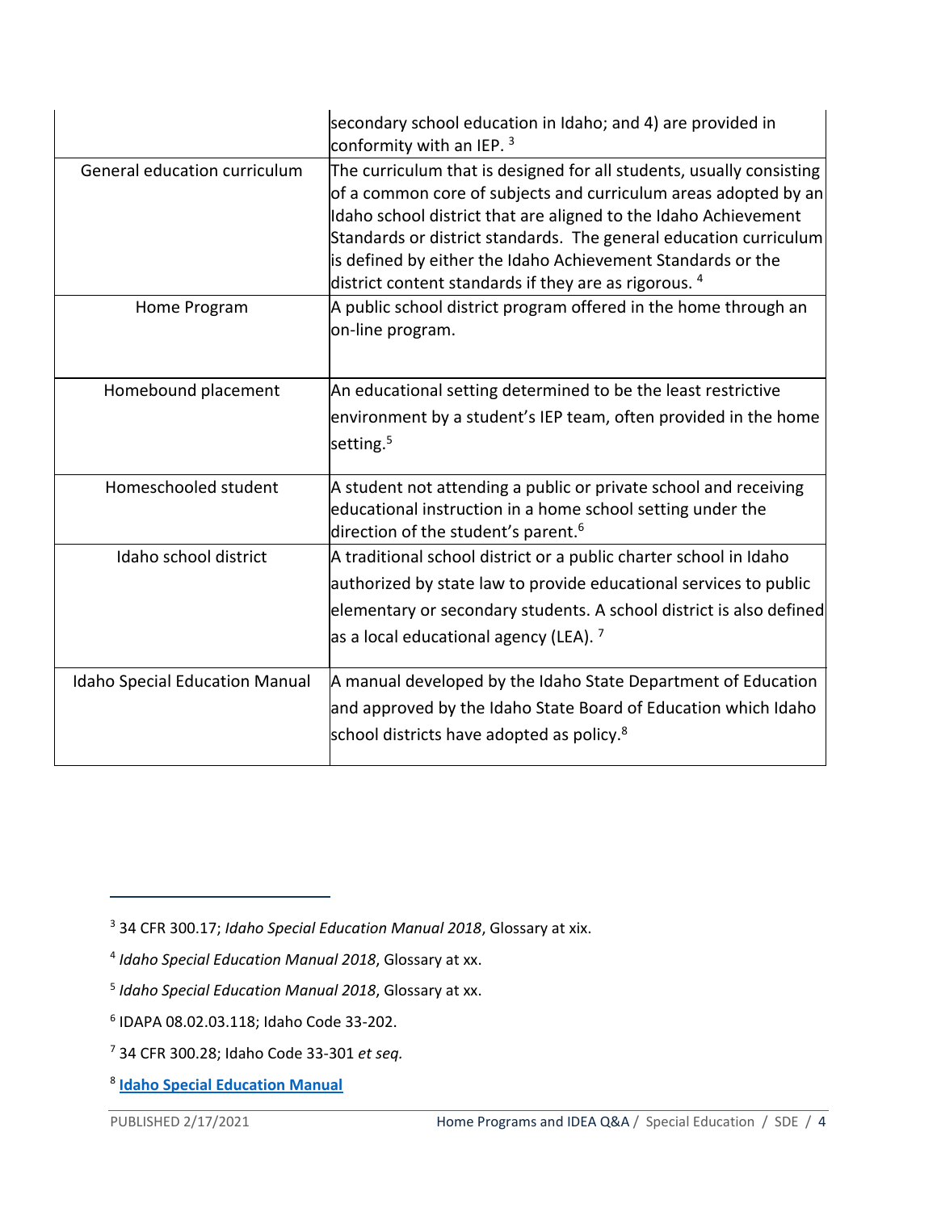| | |
|---|---|
| | secondary school education in Idaho; and 4) are provided in conformity with an IEP. [3] |
| General education curriculum | The curriculum that is designed for all students, usually consisting of a common core of subjects and curriculum areas adopted by an Idaho school district that are aligned to the Idaho Achievement Standards or district standards. The general education curriculum is defined by either the Idaho Achievement Standards or the district content standards if they are as rigorous. [4] |
| Home Program | A public school district program offered in the home through an on-line program. |
| Homebound placement | An educational setting determined to be the least restrictive environment by a student's IEP team, often provided in the home setting.[5] |
| Homeschooled student | A student not attending a public or private school and receiving educational instruction in a home school setting under the direction of the student's parent.[6] |
| Idaho school district | A traditional school district or a public charter school in Idaho authorized by state law to provide educational services to public elementary or secondary students. A school district is also defined as a local educational agency (LEA). [7] |
| Idaho Special Education Manual | A manual developed by the Idaho State Department of Education and approved by the Idaho State Board of Education which Idaho school districts have adopted as policy.[8] |

[3] 34 CFR 300.17; *Idaho Special Education Manual 2018*, Glossary at xix.

[4] *Idaho Special Education Manual 2018*, Glossary at xx.

[5] *Idaho Special Education Manual 2018*, Glossary at xx.

[6] IDAPA 08.02.03.118; Idaho Code 33-202.

[7] 34 CFR 300.28; Idaho Code 33-301 *et seq.*

[8] **Idaho Special Education Manual**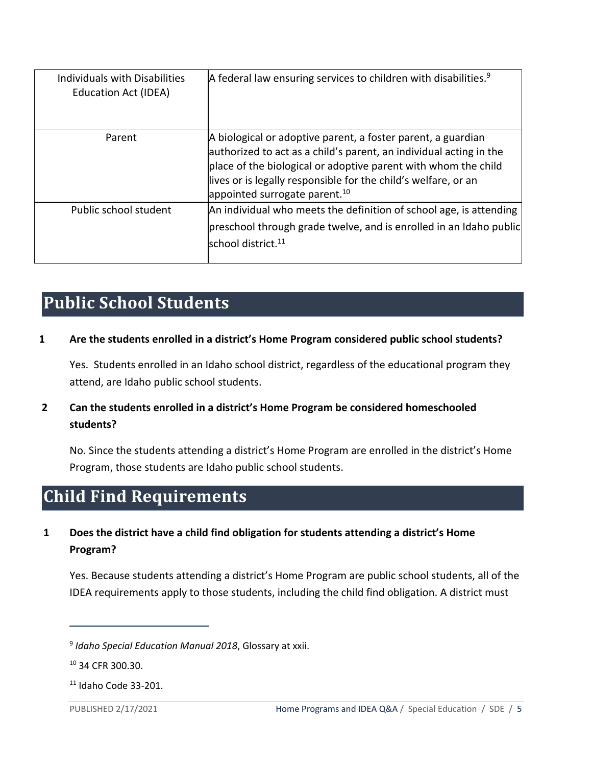| Individuals with Disabilities Education Act (IDEA) | A federal law ensuring services to children with disabilities.[9] |
| --- | --- |
| Parent | A biological or adoptive parent, a foster parent, a guardian authorized to act as a child's parent, an individual acting in the place of the biological or adoptive parent with whom the child lives or is legally responsible for the child's welfare, or an appointed surrogate parent.[10] |
| Public school student | An individual who meets the definition of school age, is attending preschool through grade twelve, and is enrolled in an Idaho public school district.[11] |

# Public School Students

**1 Are the students enrolled in a district's Home Program considered public school students?**

Yes. Students enrolled in an Idaho school district, regardless of the educational program they attend, are Idaho public school students.

**2 Can the students enrolled in a district's Home Program be considered homeschooled students?**

No. Since the students attending a district's Home Program are enrolled in the district's Home Program, those students are Idaho public school students.

# Child Find Requirements

**1 Does the district have a child find obligation for students attending a district's Home Program?**

Yes. Because students attending a district's Home Program are public school students, all of the IDEA requirements apply to those students, including the child find obligation. A district must

---

[9] *Idaho Special Education Manual 2018*, Glossary at xxii.

[10] 34 CFR 300.30.

[11] Idaho Code 33-201.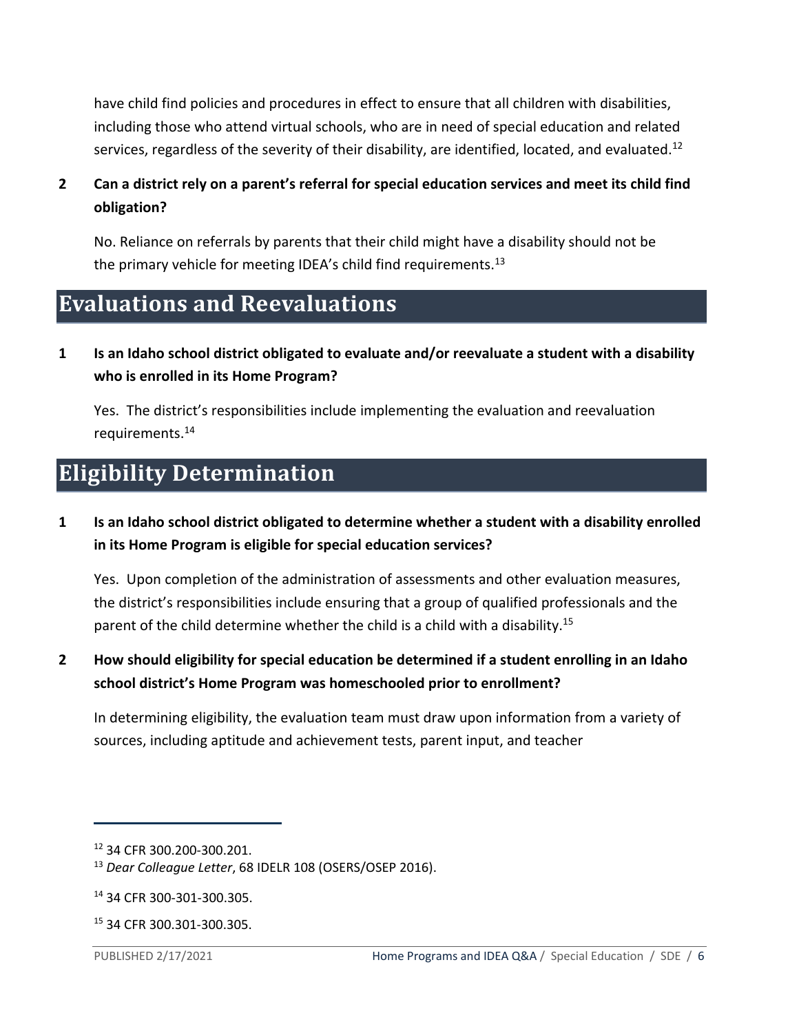have child find policies and procedures in effect to ensure that all children with disabilities, including those who attend virtual schools, who are in need of special education and related services, regardless of the severity of their disability, are identified, located, and evaluated.[12]

**2 Can a district rely on a parent's referral for special education services and meet its child find obligation?**

No. Reliance on referrals by parents that their child might have a disability should not be the primary vehicle for meeting IDEA's child find requirements.[13]

## Evaluations and Reevaluations

**1 Is an Idaho school district obligated to evaluate and/or reevaluate a student with a disability who is enrolled in its Home Program?**

Yes. The district's responsibilities include implementing the evaluation and reevaluation requirements.[14]

## Eligibility Determination

**1 Is an Idaho school district obligated to determine whether a student with a disability enrolled in its Home Program is eligible for special education services?**

Yes. Upon completion of the administration of assessments and other evaluation measures, the district's responsibilities include ensuring that a group of qualified professionals and the parent of the child determine whether the child is a child with a disability.[15]

**2 How should eligibility for special education be determined if a student enrolling in an Idaho school district's Home Program was homeschooled prior to enrollment?**

In determining eligibility, the evaluation team must draw upon information from a variety of sources, including aptitude and achievement tests, parent input, and teacher

---

[12] 34 CFR 300.200-300.201.

[13] *Dear Colleague Letter*, 68 IDELR 108 (OSERS/OSEP 2016).

[14] 34 CFR 300-301-300.305.

[15] 34 CFR 300.301-300.305.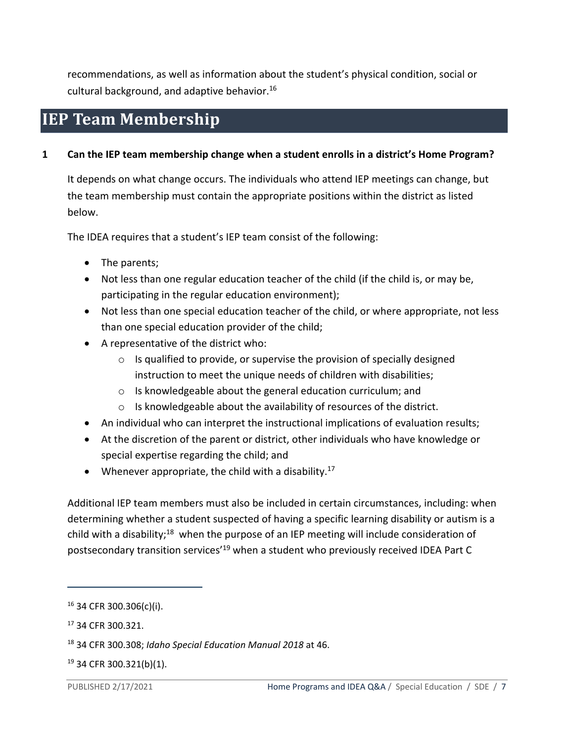recommendations, as well as information about the student's physical condition, social or cultural background, and adaptive behavior.[16]

## IEP Team Membership

**1 Can the IEP team membership change when a student enrolls in a district's Home Program?**

It depends on what change occurs. The individuals who attend IEP meetings can change, but the team membership must contain the appropriate positions within the district as listed below.

The IDEA requires that a student's IEP team consist of the following:

- The parents;
- Not less than one regular education teacher of the child (if the child is, or may be, participating in the regular education environment);
- Not less than one special education teacher of the child, or where appropriate, not less than one special education provider of the child;
- A representative of the district who:
  - Is qualified to provide, or supervise the provision of specially designed instruction to meet the unique needs of children with disabilities;
  - Is knowledgeable about the general education curriculum; and
  - Is knowledgeable about the availability of resources of the district.
- An individual who can interpret the instructional implications of evaluation results;
- At the discretion of the parent or district, other individuals who have knowledge or special expertise regarding the child; and
- Whenever appropriate, the child with a disability.[17]

Additional IEP team members must also be included in certain circumstances, including: when determining whether a student suspected of having a specific learning disability or autism is a child with a disability;[18] when the purpose of an IEP meeting will include consideration of postsecondary transition services'[19] when a student who previously received IDEA Part C

---

[16] 34 CFR 300.306(c)(i).

[17] 34 CFR 300.321.

[18] 34 CFR 300.308; *Idaho Special Education Manual 2018* at 46.

[19] 34 CFR 300.321(b)(1).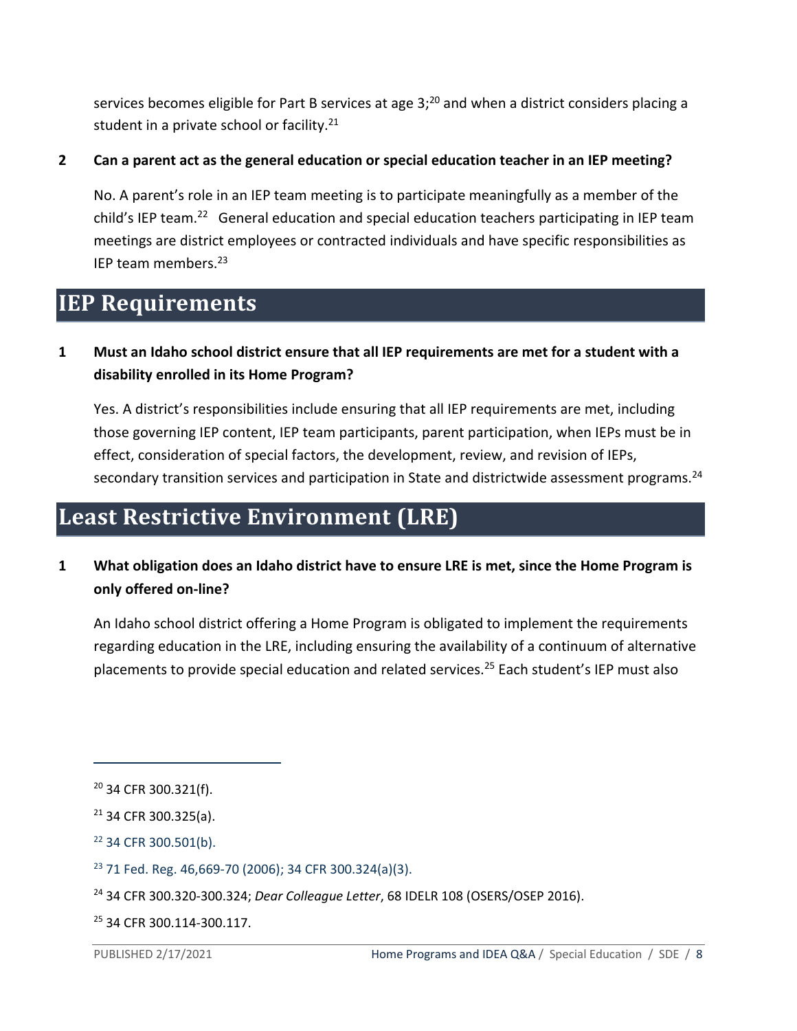services becomes eligible for Part B services at age 3;[20] and when a district considers placing a student in a private school or facility.[21]

**2 Can a parent act as the general education or special education teacher in an IEP meeting?**

No. A parent's role in an IEP team meeting is to participate meaningfully as a member of the child's IEP team.[22] General education and special education teachers participating in IEP team meetings are district employees or contracted individuals and have specific responsibilities as IEP team members.[23]

## IEP Requirements

**1 Must an Idaho school district ensure that all IEP requirements are met for a student with a disability enrolled in its Home Program?**

Yes. A district's responsibilities include ensuring that all IEP requirements are met, including those governing IEP content, IEP team participants, parent participation, when IEPs must be in effect, consideration of special factors, the development, review, and revision of IEPs, secondary transition services and participation in State and districtwide assessment programs.[24]

## Least Restrictive Environment (LRE)

**1 What obligation does an Idaho district have to ensure LRE is met, since the Home Program is only offered on-line?**

An Idaho school district offering a Home Program is obligated to implement the requirements regarding education in the LRE, including ensuring the availability of a continuum of alternative placements to provide special education and related services.[25] Each student's IEP must also

---

[20] 34 CFR 300.321(f).

[21] 34 CFR 300.325(a).

[22] 34 CFR 300.501(b).

[23] 71 Fed. Reg. 46,669-70 (2006); 34 CFR 300.324(a)(3).

[24] 34 CFR 300.320-300.324; *Dear Colleague Letter*, 68 IDELR 108 (OSERS/OSEP 2016).

[25] 34 CFR 300.114-300.117.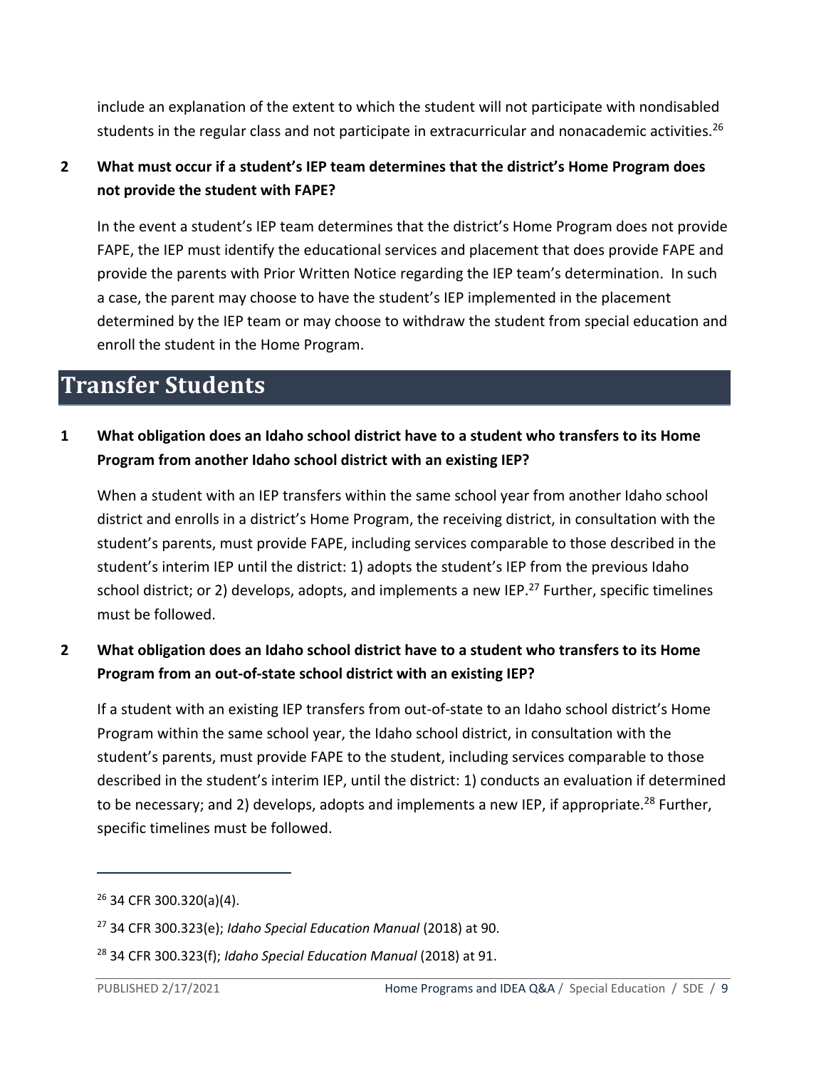include an explanation of the extent to which the student will not participate with nondisabled students in the regular class and not participate in extracurricular and nonacademic activities.[26]

**2 What must occur if a student's IEP team determines that the district's Home Program does not provide the student with FAPE?**

In the event a student's IEP team determines that the district's Home Program does not provide FAPE, the IEP must identify the educational services and placement that does provide FAPE and provide the parents with Prior Written Notice regarding the IEP team's determination. In such a case, the parent may choose to have the student's IEP implemented in the placement determined by the IEP team or may choose to withdraw the student from special education and enroll the student in the Home Program.

## Transfer Students

**1 What obligation does an Idaho school district have to a student who transfers to its Home Program from another Idaho school district with an existing IEP?**

When a student with an IEP transfers within the same school year from another Idaho school district and enrolls in a district's Home Program, the receiving district, in consultation with the student's parents, must provide FAPE, including services comparable to those described in the student's interim IEP until the district: 1) adopts the student's IEP from the previous Idaho school district; or 2) develops, adopts, and implements a new IEP.[27] Further, specific timelines must be followed.

**2 What obligation does an Idaho school district have to a student who transfers to its Home Program from an out-of-state school district with an existing IEP?**

If a student with an existing IEP transfers from out-of-state to an Idaho school district's Home Program within the same school year, the Idaho school district, in consultation with the student's parents, must provide FAPE to the student, including services comparable to those described in the student's interim IEP, until the district: 1) conducts an evaluation if determined to be necessary; and 2) develops, adopts and implements a new IEP, if appropriate.[28] Further, specific timelines must be followed.

---

[26] 34 CFR 300.320(a)(4).

[27] 34 CFR 300.323(e); *Idaho Special Education Manual* (2018) at 90.

[28] 34 CFR 300.323(f); *Idaho Special Education Manual* (2018) at 91.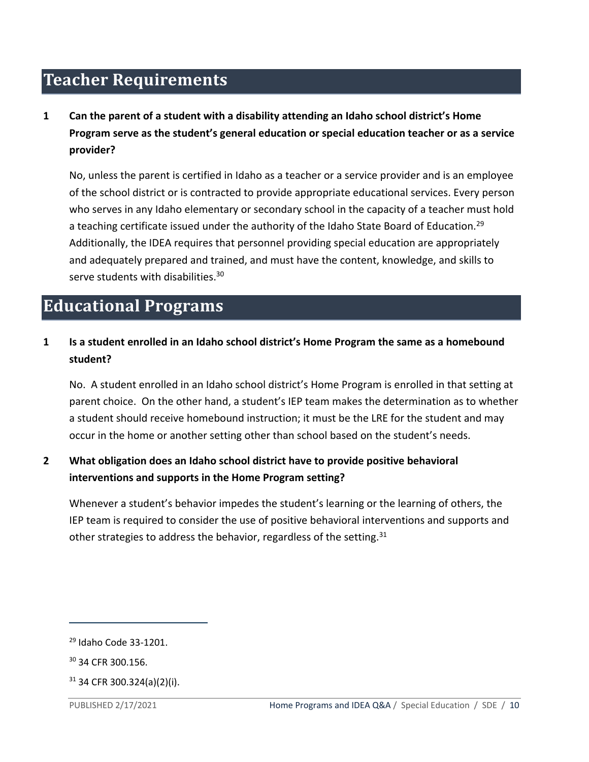# Teacher Requirements

**1 Can the parent of a student with a disability attending an Idaho school district's Home Program serve as the student's general education or special education teacher or as a service provider?**

No, unless the parent is certified in Idaho as a teacher or a service provider and is an employee of the school district or is contracted to provide appropriate educational services. Every person who serves in any Idaho elementary or secondary school in the capacity of a teacher must hold a teaching certificate issued under the authority of the Idaho State Board of Education.[29] Additionally, the IDEA requires that personnel providing special education are appropriately and adequately prepared and trained, and must have the content, knowledge, and skills to serve students with disabilities.[30]

# Educational Programs

**1 Is a student enrolled in an Idaho school district's Home Program the same as a homebound student?**

No. A student enrolled in an Idaho school district's Home Program is enrolled in that setting at parent choice. On the other hand, a student's IEP team makes the determination as to whether a student should receive homebound instruction; it must be the LRE for the student and may occur in the home or another setting other than school based on the student's needs.

**2 What obligation does an Idaho school district have to provide positive behavioral interventions and supports in the Home Program setting?**

Whenever a student's behavior impedes the student's learning or the learning of others, the IEP team is required to consider the use of positive behavioral interventions and supports and other strategies to address the behavior, regardless of the setting.[31]

---

[29] Idaho Code 33-1201.

[30] 34 CFR 300.156.

[31] 34 CFR 300.324(a)(2)(i).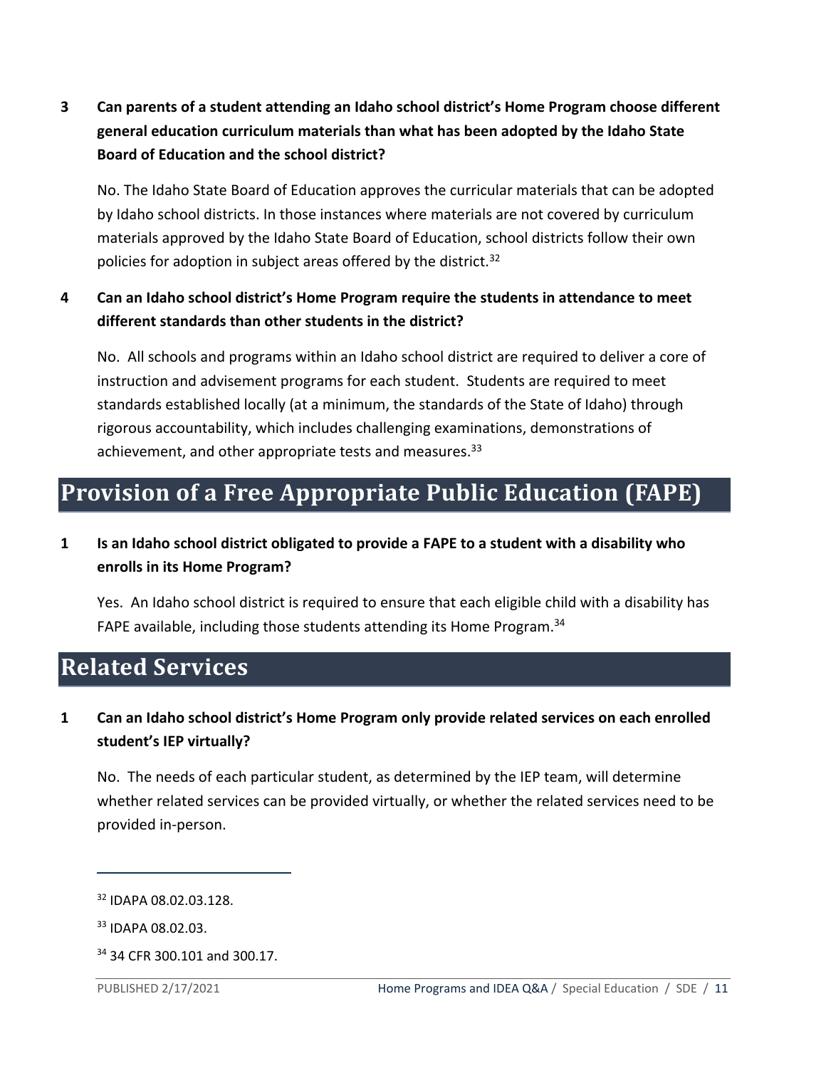**3 Can parents of a student attending an Idaho school district's Home Program choose different general education curriculum materials than what has been adopted by the Idaho State Board of Education and the school district?**

No. The Idaho State Board of Education approves the curricular materials that can be adopted by Idaho school districts. In those instances where materials are not covered by curriculum materials approved by the Idaho State Board of Education, school districts follow their own policies for adoption in subject areas offered by the district.[32]

**4 Can an Idaho school district's Home Program require the students in attendance to meet different standards than other students in the district?**

No. All schools and programs within an Idaho school district are required to deliver a core of instruction and advisement programs for each student. Students are required to meet standards established locally (at a minimum, the standards of the State of Idaho) through rigorous accountability, which includes challenging examinations, demonstrations of achievement, and other appropriate tests and measures.[33]

# Provision of a Free Appropriate Public Education (FAPE)

**1 Is an Idaho school district obligated to provide a FAPE to a student with a disability who enrolls in its Home Program?**

Yes. An Idaho school district is required to ensure that each eligible child with a disability has FAPE available, including those students attending its Home Program.[34]

# Related Services

**1 Can an Idaho school district's Home Program only provide related services on each enrolled student's IEP virtually?**

No. The needs of each particular student, as determined by the IEP team, will determine whether related services can be provided virtually, or whether the related services need to be provided in-person.

---

[32] IDAPA 08.02.03.128.

[33] IDAPA 08.02.03.

[34] 34 CFR 300.101 and 300.17.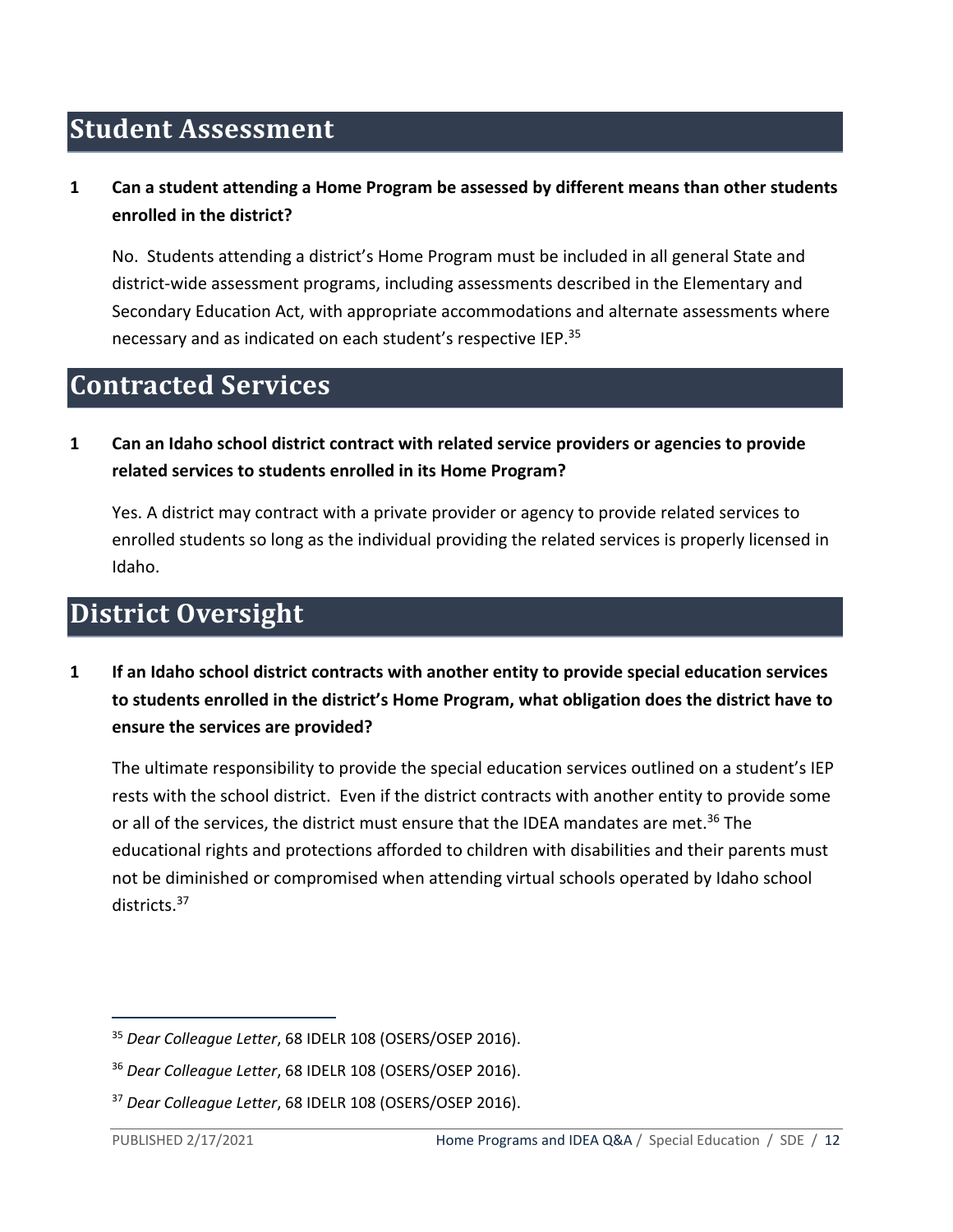## Student Assessment

**1 Can a student attending a Home Program be assessed by different means than other students enrolled in the district?**

No. Students attending a district's Home Program must be included in all general State and district-wide assessment programs, including assessments described in the Elementary and Secondary Education Act, with appropriate accommodations and alternate assessments where necessary and as indicated on each student's respective IEP.[35]

## Contracted Services

**1 Can an Idaho school district contract with related service providers or agencies to provide related services to students enrolled in its Home Program?**

Yes. A district may contract with a private provider or agency to provide related services to enrolled students so long as the individual providing the related services is properly licensed in Idaho.

## District Oversight

**1 If an Idaho school district contracts with another entity to provide special education services to students enrolled in the district's Home Program, what obligation does the district have to ensure the services are provided?**

The ultimate responsibility to provide the special education services outlined on a student's IEP rests with the school district. Even if the district contracts with another entity to provide some or all of the services, the district must ensure that the IDEA mandates are met.[36] The educational rights and protections afforded to children with disabilities and their parents must not be diminished or compromised when attending virtual schools operated by Idaho school districts.[37]

---

[35] *Dear Colleague Letter*, 68 IDELR 108 (OSERS/OSEP 2016).

[36] *Dear Colleague Letter*, 68 IDELR 108 (OSERS/OSEP 2016).

[37] *Dear Colleague Letter*, 68 IDELR 108 (OSERS/OSEP 2016).